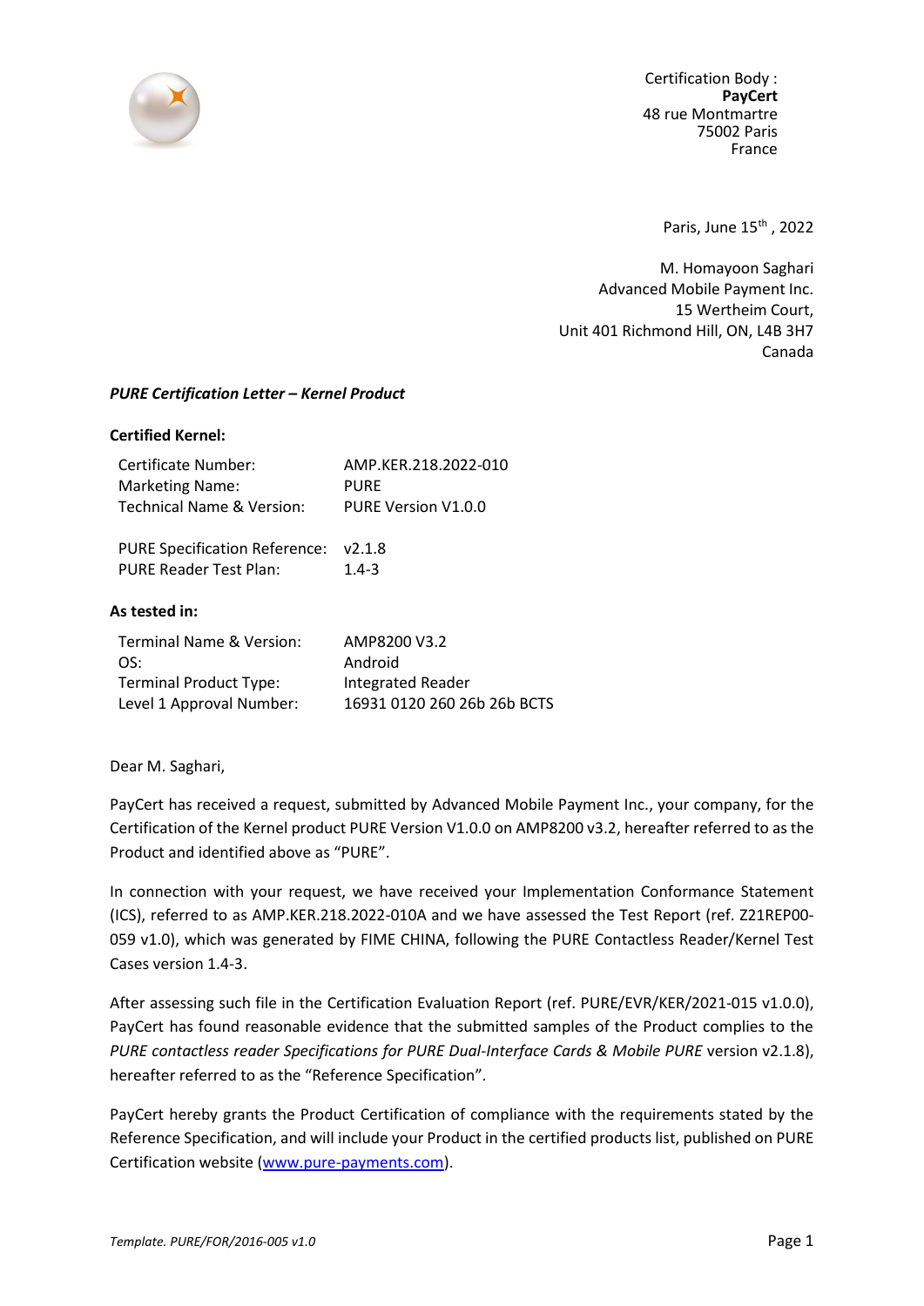Certification Body :
**PayCert**
48 rue Montmartre
75002 Paris
France

Paris, June 15th , 2022

M. Homayoon Saghari
Advanced Mobile Payment Inc.
15 Wertheim Court,
Unit 401 Richmond Hill, ON, L4B 3H7
Canada

***PURE Certification Letter – Kernel Product***

**Certified Kernel:**

| | |
|---|---|
| Certificate Number: | AMP.KER.218.2022-010 |
| Marketing Name: | PURE |
| Technical Name & Version: | PURE Version V1.0.0 |
| | |
| PURE Specification Reference: | v2.1.8 |
| PURE Reader Test Plan: | 1.4-3 |

**As tested in:**

| | |
|---|---|
| Terminal Name & Version: | AMP8200 V3.2 |
| OS: | Android |
| Terminal Product Type: | Integrated Reader |
| Level 1 Approval Number: | 16931 0120 260 26b 26b BCTS |

Dear M. Saghari,

PayCert has received a request, submitted by Advanced Mobile Payment Inc., your company, for the Certification of the Kernel product PURE Version V1.0.0 on AMP8200 v3.2, hereafter referred to as the Product and identified above as "PURE".

In connection with your request, we have received your Implementation Conformance Statement (ICS), referred to as AMP.KER.218.2022-010A and we have assessed the Test Report (ref. Z21REP00-059 v1.0), which was generated by FIME CHINA, following the PURE Contactless Reader/Kernel Test Cases version 1.4-3.

After assessing such file in the Certification Evaluation Report (ref. PURE/EVR/KER/2021-015 v1.0.0), PayCert has found reasonable evidence that the submitted samples of the Product complies to the *PURE contactless reader Specifications for PURE Dual-Interface Cards & Mobile PURE* version v2.1.8), hereafter referred to as the "Reference Specification".

PayCert hereby grants the Product Certification of compliance with the requirements stated by the Reference Specification, and will include your Product in the certified products list, published on PURE Certification website (www.pure-payments.com).

*Template. PURE/FOR/2016-005 v1.0*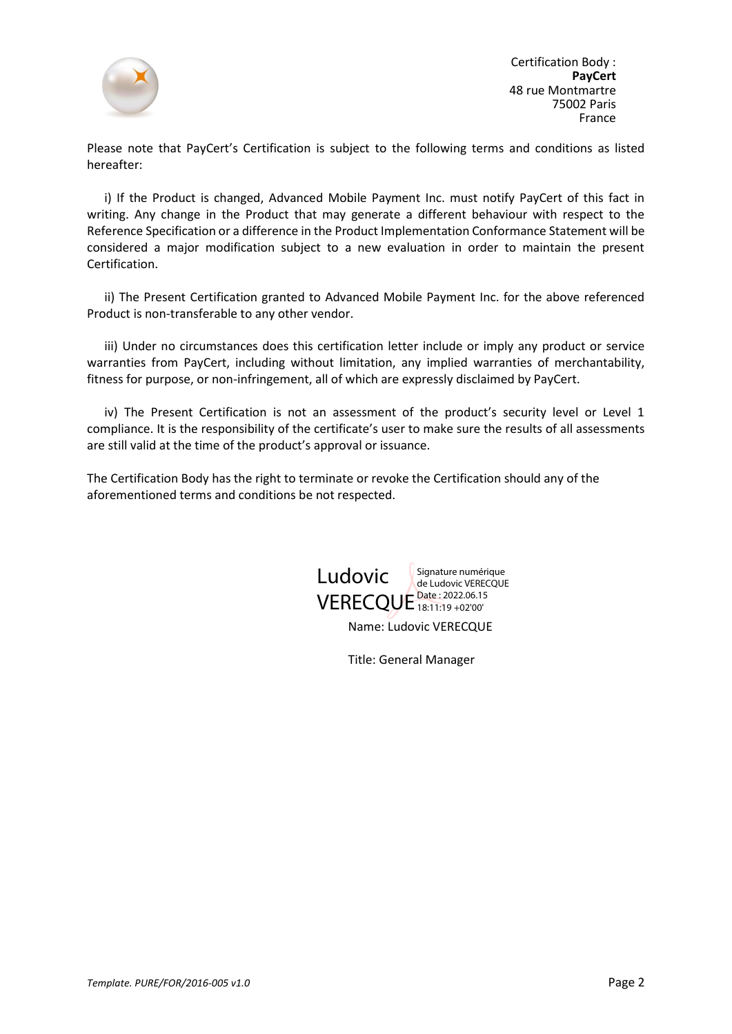Certification Body :
**PayCert**
48 rue Montmartre
75002 Paris
France

Please note that PayCert's Certification is subject to the following terms and conditions as listed hereafter:

i) If the Product is changed, Advanced Mobile Payment Inc. must notify PayCert of this fact in writing. Any change in the Product that may generate a different behaviour with respect to the Reference Specification or a difference in the Product Implementation Conformance Statement will be considered a major modification subject to a new evaluation in order to maintain the present Certification.

ii) The Present Certification granted to Advanced Mobile Payment Inc. for the above referenced Product is non-transferable to any other vendor.

iii) Under no circumstances does this certification letter include or imply any product or service warranties from PayCert, including without limitation, any implied warranties of merchantability, fitness for purpose, or non-infringement, all of which are expressly disclaimed by PayCert.

iv) The Present Certification is not an assessment of the product's security level or Level 1 compliance. It is the responsibility of the certificate's user to make sure the results of all assessments are still valid at the time of the product's approval or issuance.

The Certification Body has the right to terminate or revoke the Certification should any of the aforementioned terms and conditions be not respected.

Ludovic VERECQUE
Signature numérique de Ludovic VERECQUE
Date : 2022.06.15 18:11:19 +02'00'

Name: Ludovic VERECQUE

Title: General Manager

*Template. PURE/FOR/2016-005 v1.0*